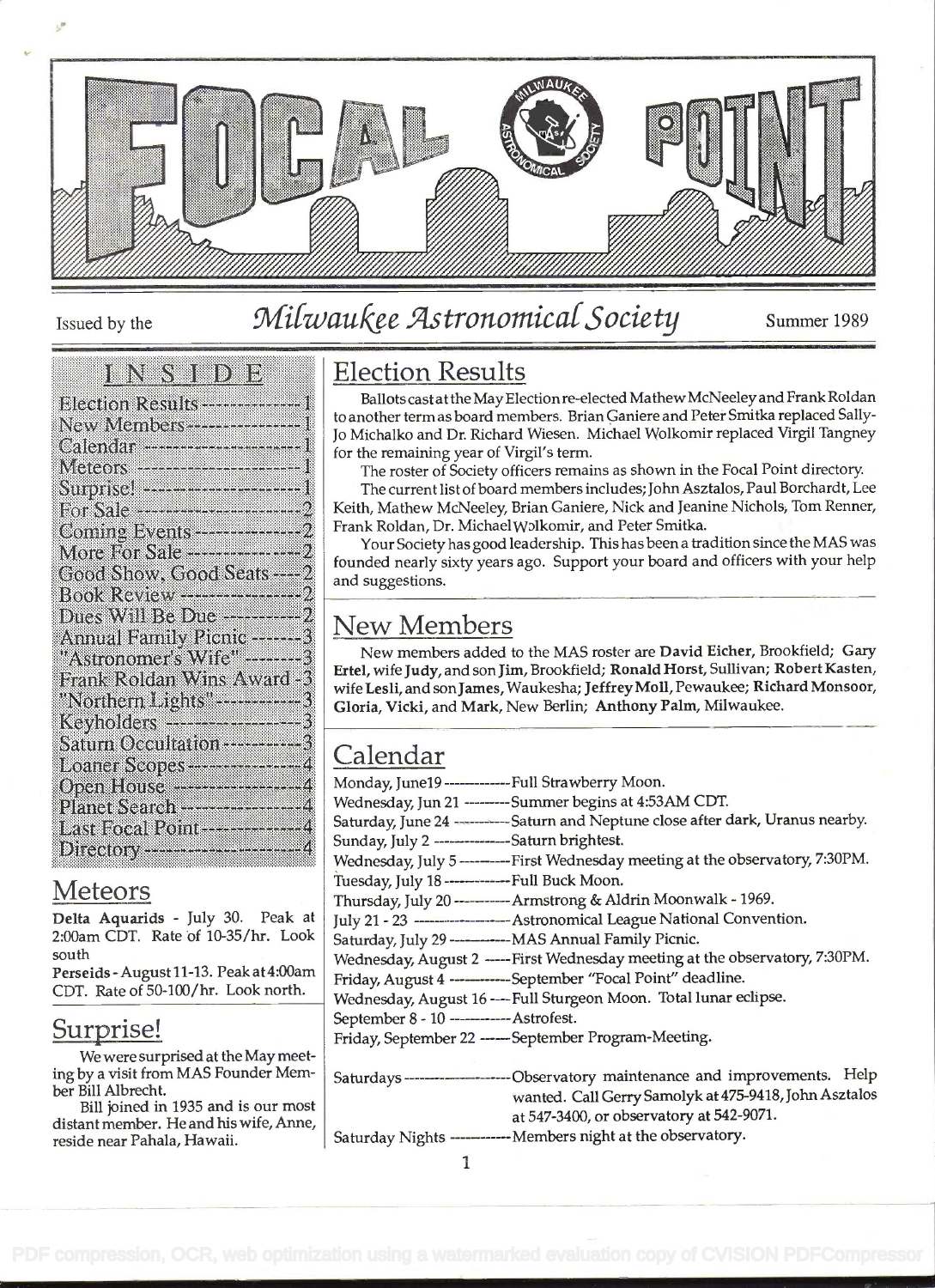# FOCAL POINT

Issued by the *Milwaukee Astronomical Society* Summer 1989

## INSIDE

| | |
|---|---|
| Election Results | 1 |
| New Members | 1 |
| Calendar | 1 |
| Meteors | 1 |
| Surprise! | 1 |
| For Sale | 2 |
| Coming Events | 2 |
| More For Sale | 2 |
| Good Show, Good Seats | 2 |
| Book Review | 2 |
| Dues Will Be Due | 2 |
| Annual Family Picnic | 3 |
| "Astronomer's Wife" | 3 |
| Frank Roldan Wins Award | 3 |
| "Northern Lights" | 3 |
| Keyholders | 3 |
| Saturn Occultation | 3 |
| Loaner Scopes | 4 |
| Open House | 4 |
| Planet Search | 4 |
| Last Focal Point | 4 |
| Directory | 4 |

## Meteors

**Delta Aquarids** - July 30. Peak at 2:00am CDT. Rate of 10-35/hr. Look south

**Perseids** - August 11-13. Peak at 4:00am CDT. Rate of 50-100/hr. Look north.

## Surprise!

We were surprised at the May meeting by a visit from MAS Founder Member Bill Albrecht.

Bill joined in 1935 and is our most distant member. He and his wife, Anne, reside near Pahala, Hawaii.

## Election Results

Ballots cast at the May Election re-elected Mathew McNeeley and Frank Roldan to another term as board members. Brian Ganiere and Peter Smitka replaced Sally-Jo Michalko and Dr. Richard Wiesen. Michael Wolkomir replaced Virgil Tangney for the remaining year of Virgil's term.

The roster of Society officers remains as shown in the Focal Point directory.

The current list of board members includes; John Asztalos, Paul Borchardt, Lee Keith, Mathew McNeeley, Brian Ganiere, Nick and Jeanine Nichols, Tom Renner, Frank Roldan, Dr. Michael Wolkomir, and Peter Smitka.

Your Society has good leadership. This has been a tradition since the MAS was founded nearly sixty years ago. Support your board and officers with your help and suggestions.

## New Members

New members added to the MAS roster are **David Eicher**, Brookfield; **Gary Ertel**, wife **Judy**, and son **Jim**, Brookfield; **Ronald Horst**, Sullivan; **Robert Kasten**, wife **Lesli**, and son **James**, Waukesha; **Jeffrey Moll**, Pewaukee; **Richard Monsoor, Gloria, Vicki**, and **Mark**, New Berlin; **Anthony Palm**, Milwaukee.

## Calendar

| | |
|---|---|
| Monday, June19 | Full Strawberry Moon. |
| Wednesday, Jun 21 | Summer begins at 4:53AM CDT. |
| Saturday, June 24 | Saturn and Neptune close after dark, Uranus nearby. |
| Sunday, July 2 | Saturn brightest. |
| Wednesday, July 5 | First Wednesday meeting at the observatory, 7:30PM. |
| Tuesday, July 18 | Full Buck Moon. |
| Thursday, July 20 | Armstrong & Aldrin Moonwalk - 1969. |
| July 21 - 23 | Astronomical League National Convention. |
| Saturday, July 29 | MAS Annual Family Picnic. |
| Wednesday, August 2 | First Wednesday meeting at the observatory, 7:30PM. |
| Friday, August 4 | September "Focal Point" deadline. |
| Wednesday, August 16 | Full Sturgeon Moon. Total lunar eclipse. |
| September 8 - 10 | Astrofest. |
| Friday, September 22 | September Program-Meeting. |
| Saturdays | Observatory maintenance and improvements. Help wanted. Call Gerry Samolyk at 475-9418, John Asztalos at 547-3400, or observatory at 542-9071. |
| Saturday Nights | Members night at the observatory. |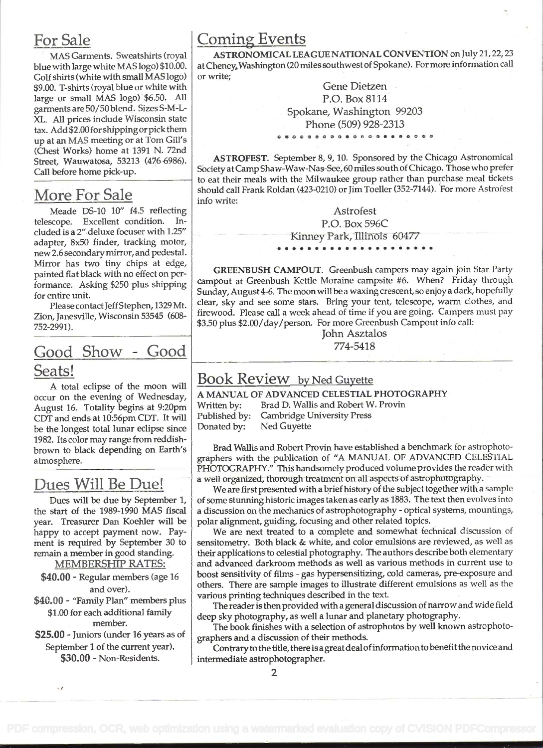## For Sale

MAS Garments. Sweatshirts (royal blue with large white MAS logo) $10.00. Golf shirts (white with small MAS logo) $9.00. T-shirts (royal blue or white with large or small MAS logo) $6.50. All garments are 50/50 blend. Sizes S-M-L-XL. All prices include Wisconsin state tax. Add $2.00 for shipping or pick them up at an MAS meeting or at Tom Gill's (Chest Works) home at 1391 N. 72nd Street, Wauwatosa, 53213 (476-6986). Call before home pick-up.

## More For Sale

Meade DS-10 10" f4.5 reflecting telescope. Excellent condition. Included is a 2" deluxe focuser with 1.25" adapter, 8x50 finder, tracking motor, new 2.6 secondary mirror, and pedestal. Mirror has two tiny chips at edge, painted flat black with no effect on performance. Asking $250 plus shipping for entire unit.

Please contact Jeff Stephen, 1329 Mt. Zion, Janesville, Wisconsin 53545 (608-752-2991).

## Good Show - Good Seats!

A total eclipse of the moon will occur on the evening of Wednesday, August 16. Totality begins at 9:20pm CDT and ends at 10:56pm CDT. It will be the longest total lunar eclipse since 1982. Its color may range from reddish-brown to black depending on Earth's atmosphere.

## Dues Will Be Due!

Dues will be due by September 1, the start of the 1989-1990 MAS fiscal year. Treasurer Dan Koehler will be happy to accept payment now. Payment is required by September 30 to remain a member in good standing.

MEMBERSHIP RATES:

**$40.00** - Regular members (age 16 and over).

**$40.00** - "Family Plan" members plus $1.00 for each additional family member.

**$25.00** - Juniors (under 16 years as of September 1 of the current year).

**$30.00** - Non-Residents.

## Coming Events

**ASTRONOMICAL LEAGUE NATIONAL CONVENTION** on July 21, 22, 23 at Cheney, Washington (20 miles southwest of Spokane). For more information call or write;

Gene Dietzen
P.O. Box 8114
Spokane, Washington 99203
Phone (509) 928-2313

**ASTROFEST.** September 8, 9, 10. Sponsored by the Chicago Astronomical Society at Camp Shaw-Waw-Nas-See, 60 miles south of Chicago. Those who prefer to eat their meals with the Milwaukee group rather than purchase meal tickets should call Frank Roldan (423-0210) or Jim Toeller (352-7144). For more Astrofest info write:

Astrofest
P.O. Box 596C
Kinney Park, Illinois 60477

**GREENBUSH CAMPOUT.** Greenbush campers may again join Star Party campout at Greenbush Kettle Moraine campsite #6. When? Friday through Sunday, August 4-6. The moon will be a waxing crescent, so enjoy a dark, hopefully clear, sky and see some stars. Bring your tent, telescope, warm clothes, and firewood. Please call a week ahead of time if you are going. Campers must pay $3.50 plus $2.00/day/person. For more Greenbush Campout info call:

John Asztalos
774-5418

## Book Review by Ned Guyette

**A MANUAL OF ADVANCED CELESTIAL PHOTOGRAPHY**
Written by: Brad D. Wallis and Robert W. Provin
Published by: Cambridge University Press
Donated by: Ned Guyette

Brad Wallis and Robert Provin have established a benchmark for astrophotographers with the publication of "A MANUAL OF ADVANCED CELESTIAL PHOTOGRAPHY." This handsomely produced volume provides the reader with a well organized, thorough treatment on all aspects of astrophotography.

We are first presented with a brief history of the subject together with a sample of some stunning historic images taken as early as 1883. The text then evolves into a discussion on the mechanics of astrophotography - optical systems, mountings, polar alignment, guiding, focusing and other related topics.

We are next treated to a complete and somewhat technical discussion of sensitometry. Both black & white, and color emulsions are reviewed, as well as their applications to celestial photography. The authors describe both elementary and advanced darkroom methods as well as various methods in current use to boost sensitivity of films - gas hypersensitizing, cold cameras, pre-exposure and others. There are sample images to illustrate different emulsions as well as the various printing techniques described in the text.

The reader is then provided with a general discussion of narrow and wide field deep sky photography, as well a lunar and planetary photography.

The book finishes with a selection of astrophotos by well known astrophotographers and a discussion of their methods.

Contrary to the title, there is a great deal of information to benefit the novice and intermediate astrophotographer.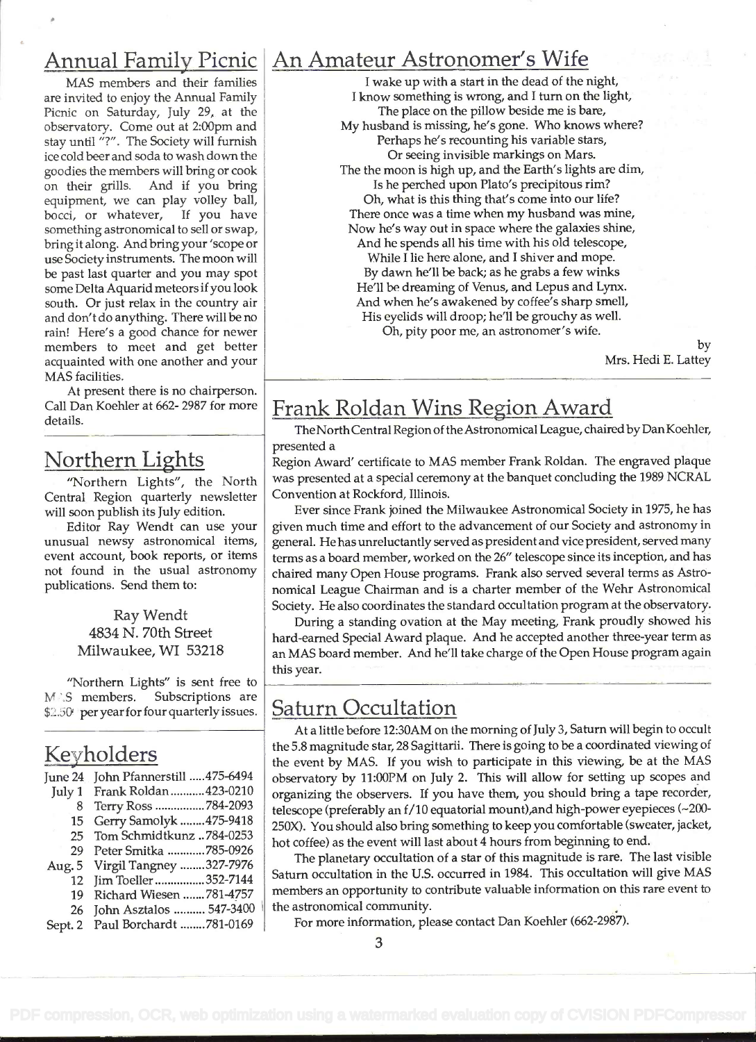## Annual Family Picnic

MAS members and their families are invited to enjoy the Annual Family Picnic on Saturday, July 29, at the observatory. Come out at 2:00pm and stay until "?". The Society will furnish ice cold beer and soda to wash down the goodies the members will bring or cook on their grills. And if you bring equipment, we can play volley ball, bocci, or whatever, If you have something astronomical to sell or swap, bring it along. And bring your 'scope or use Society instruments. The moon will be past last quarter and you may spot some Delta Aquarid meteors if you look south. Or just relax in the country air and don't do anything. There will be no rain! Here's a good chance for newer members to meet and get better acquainted with one another and your MAS facilities.

At present there is no chairperson. Call Dan Koehler at 662- 2987 for more details.

## Northern Lights

"Northern Lights", the North Central Region quarterly newsletter will soon publish its July edition.

Editor Ray Wendt can use your unusual newsy astronomical items, event account, book reports, or items not found in the usual astronomy publications. Send them to:

Ray Wendt
4834 N. 70th Street
Milwaukee, WI 53218

"Northern Lights" is sent free to MAS members. Subscriptions are $2.50 per year for four quarterly issues.

## Keyholders

| | | |
|---|---|---|
| June 24 | John Pfannerstill | 475-6494 |
| July 1 | Frank Roldan | 423-0210 |
| 8 | Terry Ross | 784-2093 |
| 15 | Gerry Samolyk | 475-9418 |
| 25 | Tom Schmidtkunz | 784-0253 |
| 29 | Peter Smitka | 785-0926 |
| Aug. 5 | Virgil Tangney | 327-7976 |
| 12 | Jim Toeller | 352-7144 |
| 19 | Richard Wiesen | 781-4757 |
| 26 | John Asztalos | 547-3400 |
| Sept. 2 | Paul Borchardt | 781-0169 |

## An Amateur Astronomer's Wife

I wake up with a start in the dead of the night,
I know something is wrong, and I turn on the light,
The place on the pillow beside me is bare,
My husband is missing, he's gone. Who knows where?
Perhaps he's recounting his variable stars,
Or seeing invisible markings on Mars.
The the moon is high up, and the Earth's lights are dim,
Is he perched upon Plato's precipitous rim?
Oh, what is this thing that's come into our life?
There once was a time when my husband was mine,
Now he's way out in space where the galaxies shine,
And he spends all his time with his old telescope,
While I lie here alone, and I shiver and mope.
By dawn he'll be back; as he grabs a few winks
He'll be dreaming of Venus, and Lepus and Lynx.
And when he's awakened by coffee's sharp smell,
His eyelids will droop; he'll be grouchy as well.
Oh, pity poor me, an astronomer's wife.

by
Mrs. Hedi E. Lattey

## Frank Roldan Wins Region Award

The North Central Region of the Astronomical League, chaired by Dan Koehler, presented a
Region Award' certificate to MAS member Frank Roldan. The engraved plaque was presented at a special ceremony at the banquet concluding the 1989 NCRAL Convention at Rockford, Illinois.

Ever since Frank joined the Milwaukee Astronomical Society in 1975, he has given much time and effort to the advancement of our Society and astronomy in general. He has unreluctantly served as president and vice president, served many terms as a board member, worked on the 26" telescope since its inception, and has chaired many Open House programs. Frank also served several terms as Astronomical League Chairman and is a charter member of the Wehr Astronomical Society. He also coordinates the standard occultation program at the observatory.

During a standing ovation at the May meeting, Frank proudly showed his hard-earned Special Award plaque. And he accepted another three-year term as an MAS board member. And he'll take charge of the Open House program again this year.

## Saturn Occultation

At a little before 12:30AM on the morning of July 3, Saturn will begin to occult the 5.8 magnitude star, 28 Sagittarii. There is going to be a coordinated viewing of the event by MAS. If you wish to participate in this viewing, be at the MAS observatory by 11:00PM on July 2. This will allow for setting up scopes and organizing the observers. If you have them, you should bring a tape recorder, telescope (preferably an f/10 equatorial mount),and high-power eyepieces (~200-250X). You should also bring something to keep you comfortable (sweater, jacket, hot coffee) as the event will last about 4 hours from beginning to end.

The planetary occultation of a star of this magnitude is rare. The last visible Saturn occultation in the U.S. occurred in 1984. This occultation will give MAS members an opportunity to contribute valuable information on this rare event to the astronomical community.

For more information, please contact Dan Koehler (662-2987).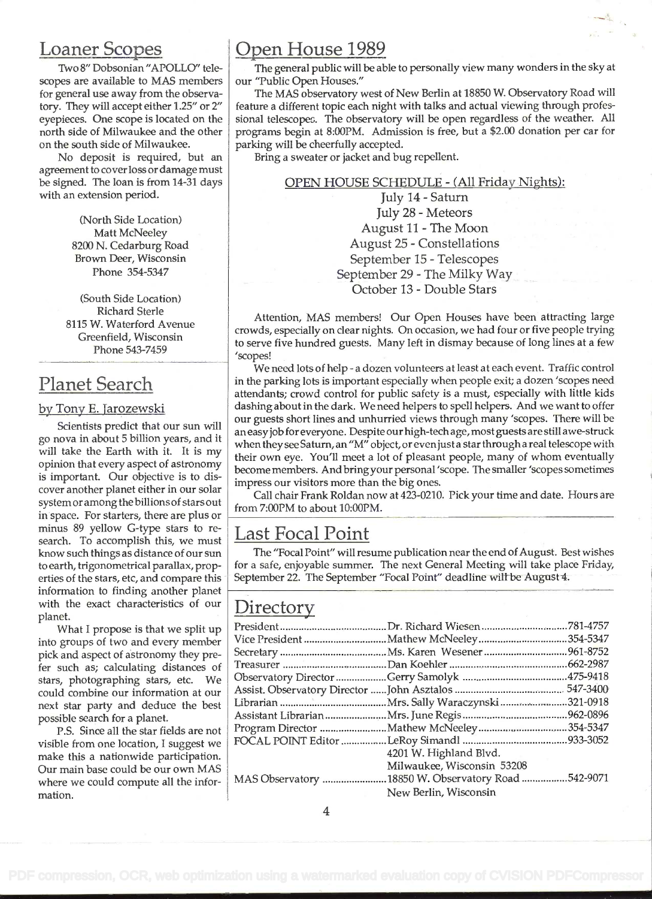## Loaner Scopes

Two 8" Dobsonian "APOLLO" telescopes are available to MAS members for general use away from the observatory. They will accept either 1.25" or 2" eyepieces. One scope is located on the north side of Milwaukee and the other on the south side of Milwaukee.

No deposit is required, but an agreement to cover loss or damage must be signed. The loan is from 14-31 days with an extension period.

(North Side Location)
Matt McNeeley
8200 N. Cedarburg Road
Brown Deer, Wisconsin
Phone 354-5347

(South Side Location)
Richard Sterle
8115 W. Waterford Avenue
Greenfield, Wisconsin
Phone 543-7459

## Planet Search

by Tony E. Jarozewski

Scientists predict that our sun will go nova in about 5 billion years, and it will take the Earth with it. It is my opinion that every aspect of astronomy is important. Our objective is to discover another planet either in our solar system or among the billions of stars out in space. For starters, there are plus or minus 89 yellow G-type stars to research. To accomplish this, we must know such things as distance of our sun to earth, trigonometrical parallax, properties of the stars, etc, and compare this information to finding another planet with the exact characteristics of our planet.

What I propose is that we split up into groups of two and every member pick and aspect of astronomy they prefer such as; calculating distances of stars, photographing stars, etc. We could combine our information at our next star party and deduce the best possible search for a planet.

P.S. Since all the star fields are not visible from one location, I suggest we make this a nationwide participation. Our main base could be our own MAS where we could compute all the information.

## Open House 1989

The general public will be able to personally view many wonders in the sky at our "Public Open Houses."

The MAS observatory west of New Berlin at 18850 W. Observatory Road will feature a different topic each night with talks and actual viewing through professional telescopes. The observatory will be open regardless of the weather. All programs begin at 8:00PM. Admission is free, but a $2.00 donation per car for parking will be cheerfully accepted.

Bring a sweater or jacket and bug repellent.

OPEN HOUSE SCHEDULE - (All Friday Nights):

July 14 - Saturn
July 28 - Meteors
August 11 - The Moon
August 25 - Constellations
September 15 - Telescopes
September 29 - The Milky Way
October 13 - Double Stars

Attention, MAS members! Our Open Houses have been attracting large crowds, especially on clear nights. On occasion, we had four or five people trying to serve five hundred guests. Many left in dismay because of long lines at a few 'scopes!

We need lots of help - a dozen volunteers at least at each event. Traffic control in the parking lots is important especially when people exit; a dozen 'scopes need attendants; crowd control for public safety is a must, especially with little kids dashing about in the dark. We need helpers to spell helpers. And we want to offer our guests short lines and unhurried views through many 'scopes. There will be an easy job for everyone. Despite our high-tech age, most guests are still awe-struck when they see Saturn, an "M" object, or even just a star through a real telescope with their own eye. You'll meet a lot of pleasant people, many of whom eventually become members. And bring your personal 'scope. The smaller 'scopes sometimes impress our visitors more than the big ones.

Call chair Frank Roldan now at 423-0210. Pick your time and date. Hours are from 7:00PM to about 10:00PM.

## Last Focal Point

The "Focal Point" will resume publication near the end of August. Best wishes for a safe, enjoyable summer. The next General Meeting will take place Friday, September 22. The September "Focal Point" deadline will be August 4.

## Directory

| | | |
|---|---|---|
| President | Dr. Richard Wiesen | 781-4757 |
| Vice President | Mathew McNeeley | 354-5347 |
| Secretary | Ms. Karen Wesener | 961-8752 |
| Treasurer | Dan Koehler | 662-2987 |
| Observatory Director | Gerry Samolyk | 475-9418 |
| Assist. Observatory Director | John Asztalos | 547-3400 |
| Librarian | Mrs. Sally Waraczynski | 321-0918 |
| Assistant Librarian | Mrs. June Regis | 962-0896 |
| Program Director | Mathew McNeeley | 354-5347 |
| FOCAL POINT Editor | LeRoy Simandl<br>4201 W. Highland Blvd.<br>Milwaukee, Wisconsin 53208 | 933-3052 |
| MAS Observatory | 18850 W. Observatory Road<br>New Berlin, Wisconsin | 542-9071 |